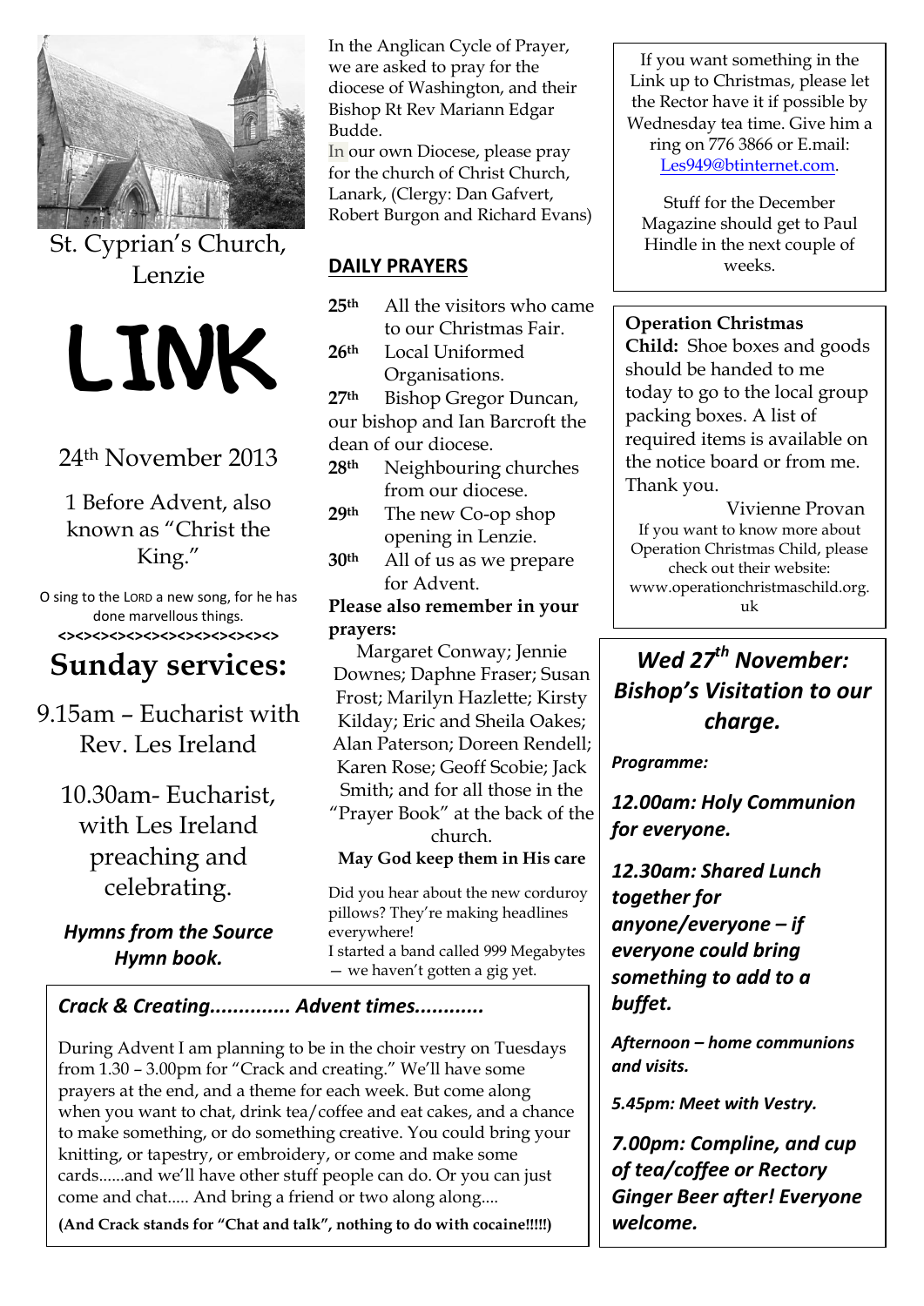St. Cyprian's Church, Lenzie

# LINK

24th November 2013

1 Before Advent, also known as "Christ the King."

O sing to the LORD a new song, for he has done marvellous things.

<><><><><><><><><><><><><><>

## Sunday services:

9.15am – Eucharist with Rev. Les Ireland

10.30am- Eucharist, with Les Ireland preaching and celebrating.

***Hymns from the Source Hymn book.***

In the Anglican Cycle of Prayer, we are asked to pray for the diocese of Washington, and their Bishop Rt Rev Mariann Edgar Budde.

In our own Diocese, please pray for the church of Christ Church, Lanark, (Clergy: Dan Gafvert, Robert Burgon and Richard Evans)

## DAILY PRAYERS

**25th** All the visitors who came to our Christmas Fair.

**26th** Local Uniformed Organisations.

**27th** Bishop Gregor Duncan, our bishop and Ian Barcroft the dean of our diocese.

**28th** Neighbouring churches from our diocese.

**29th** The new Co-op shop opening in Lenzie.

**30th** All of us as we prepare for Advent.

**Please also remember in your prayers:**

Margaret Conway; Jennie Downes; Daphne Fraser; Susan Frost; Marilyn Hazlette; Kirsty Kilday; Eric and Sheila Oakes; Alan Paterson; Doreen Rendell; Karen Rose; Geoff Scobie; Jack Smith; and for all those in the "Prayer Book" at the back of the church.

**May God keep them in His care**

Did you hear about the new corduroy pillows? They're making headlines everywhere!

I started a band called 999 Megabytes — we haven't gotten a gig yet.

If you want something in the Link up to Christmas, please let the Rector have it if possible by Wednesday tea time. Give him a ring on 776 3866 or E.mail: Les949@btinternet.com.

Stuff for the December Magazine should get to Paul Hindle in the next couple of weeks.

**Operation Christmas Child:** Shoe boxes and goods should be handed to me today to go to the local group packing boxes. A list of required items is available on the notice board or from me. Thank you.

Vivienne Provan

If you want to know more about Operation Christmas Child, please check out their website: www.operationchristmaschild.org.uk

### *Crack & Creating.............. Advent times............*

During Advent I am planning to be in the choir vestry on Tuesdays from 1.30 – 3.00pm for "Crack and creating." We'll have some prayers at the end, and a theme for each week. But come along when you want to chat, drink tea/coffee and eat cakes, and a chance to make something, or do something creative. You could bring your knitting, or tapestry, or embroidery, or come and make some cards......and we'll have other stuff people can do. Or you can just come and chat..... And bring a friend or two along along....

**(And Crack stands for "Chat and talk", nothing to do with cocaine!!!!!)**

### *Wed 27th November: Bishop's Visitation to our charge.*

***Programme:***

***12.00am: Holy Communion for everyone.***

***12.30am: Shared Lunch together for anyone/everyone – if everyone could bring something to add to a buffet.***

***Afternoon – home communions and visits.***

***5.45pm: Meet with Vestry.***

***7.00pm: Compline, and cup of tea/coffee or Rectory Ginger Beer after! Everyone welcome.***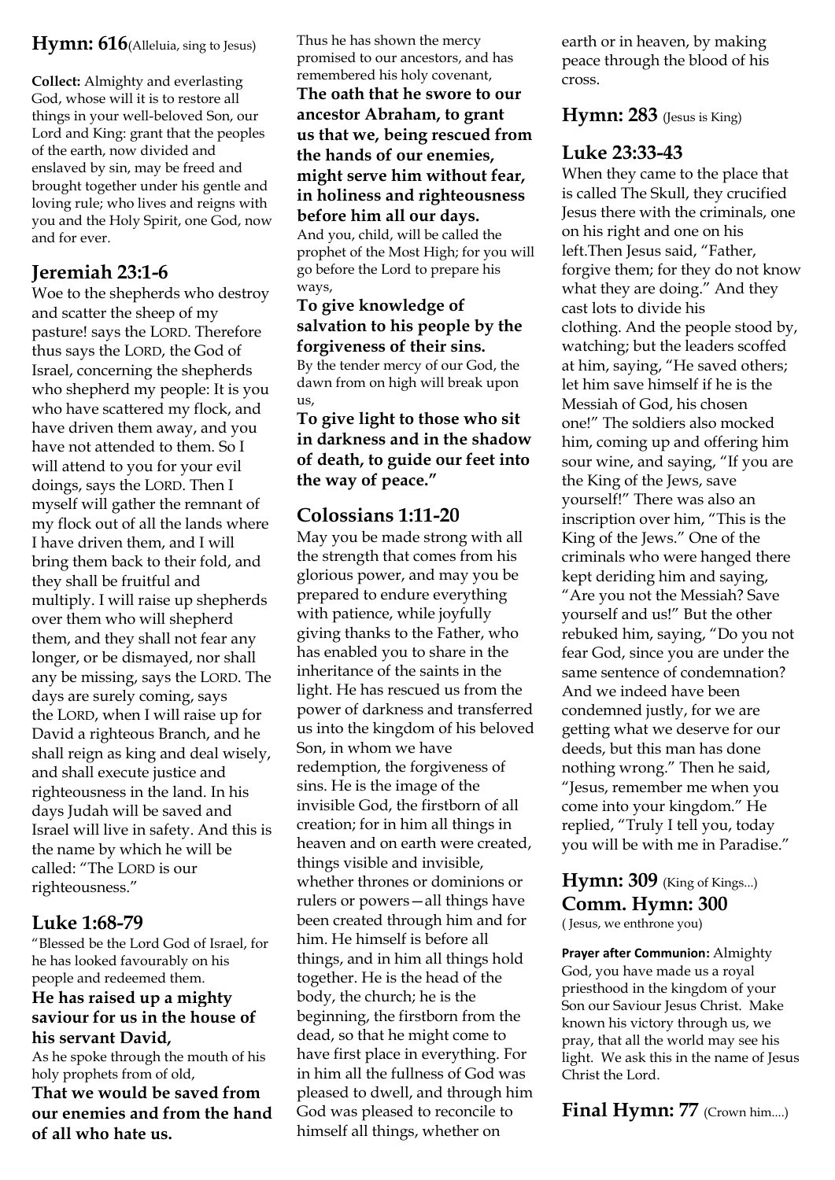## Hymn: 616 (Alleluia, sing to Jesus)

**Collect:** Almighty and everlasting God, whose will it is to restore all things in your well-beloved Son, our Lord and King: grant that the peoples of the earth, now divided and enslaved by sin, may be freed and brought together under his gentle and loving rule; who lives and reigns with you and the Holy Spirit, one God, now and for ever.

## Jeremiah 23:1-6

Woe to the shepherds who destroy and scatter the sheep of my pasture! says the LORD. Therefore thus says the LORD, the God of Israel, concerning the shepherds who shepherd my people: It is you who have scattered my flock, and have driven them away, and you have not attended to them. So I will attend to you for your evil doings, says the LORD. Then I myself will gather the remnant of my flock out of all the lands where I have driven them, and I will bring them back to their fold, and they shall be fruitful and multiply. I will raise up shepherds over them who will shepherd them, and they shall not fear any longer, or be dismayed, nor shall any be missing, says the LORD. The days are surely coming, says the LORD, when I will raise up for David a righteous Branch, and he shall reign as king and deal wisely, and shall execute justice and righteousness in the land. In his days Judah will be saved and Israel will live in safety. And this is the name by which he will be called: "The LORD is our righteousness."

## Luke 1:68-79

"Blessed be the Lord God of Israel, for he has looked favourably on his people and redeemed them.

**He has raised up a mighty saviour for us in the house of his servant David,**

As he spoke through the mouth of his holy prophets from of old,

**That we would be saved from our enemies and from the hand of all who hate us.**

Thus he has shown the mercy promised to our ancestors, and has remembered his holy covenant,

**The oath that he swore to our ancestor Abraham, to grant us that we, being rescued from the hands of our enemies, might serve him without fear, in holiness and righteousness before him all our days.**

And you, child, will be called the prophet of the Most High; for you will go before the Lord to prepare his ways,

**To give knowledge of salvation to his people by the forgiveness of their sins.**

By the tender mercy of our God, the dawn from on high will break upon us,

**To give light to those who sit in darkness and in the shadow of death, to guide our feet into the way of peace."**

## Colossians 1:11-20

May you be made strong with all the strength that comes from his glorious power, and may you be prepared to endure everything with patience, while joyfully giving thanks to the Father, who has enabled you to share in the inheritance of the saints in the light. He has rescued us from the power of darkness and transferred us into the kingdom of his beloved Son, in whom we have redemption, the forgiveness of sins. He is the image of the invisible God, the firstborn of all creation; for in him all things in heaven and on earth were created, things visible and invisible, whether thrones or dominions or rulers or powers—all things have been created through him and for him. He himself is before all things, and in him all things hold together. He is the head of the body, the church; he is the beginning, the firstborn from the dead, so that he might come to have first place in everything. For in him all the fullness of God was pleased to dwell, and through him God was pleased to reconcile to himself all things, whether on earth or in heaven, by making peace through the blood of his cross.

## Hymn: 283 (Jesus is King)

## Luke 23:33-43

When they came to the place that is called The Skull, they crucified Jesus there with the criminals, one on his right and one on his left.Then Jesus said, "Father, forgive them; for they do not know what they are doing." And they cast lots to divide his clothing. And the people stood by, watching; but the leaders scoffed at him, saying, "He saved others; let him save himself if he is the Messiah of God, his chosen one!" The soldiers also mocked him, coming up and offering him sour wine, and saying, "If you are the King of the Jews, save yourself!" There was also an inscription over him, "This is the King of the Jews." One of the criminals who were hanged there kept deriding him and saying, "Are you not the Messiah? Save yourself and us!" But the other rebuked him, saying, "Do you not fear God, since you are under the same sentence of condemnation? And we indeed have been condemned justly, for we are getting what we deserve for our deeds, but this man has done nothing wrong." Then he said, "Jesus, remember me when you come into your kingdom." He replied, "Truly I tell you, today you will be with me in Paradise."

## Hymn: 309 (King of Kings...)

## Comm. Hymn: 300

( Jesus, we enthrone you)

**Prayer after Communion:** Almighty God, you have made us a royal priesthood in the kingdom of your Son our Saviour Jesus Christ. Make known his victory through us, we pray, that all the world may see his light. We ask this in the name of Jesus Christ the Lord.

## Final Hymn: 77 (Crown him....)